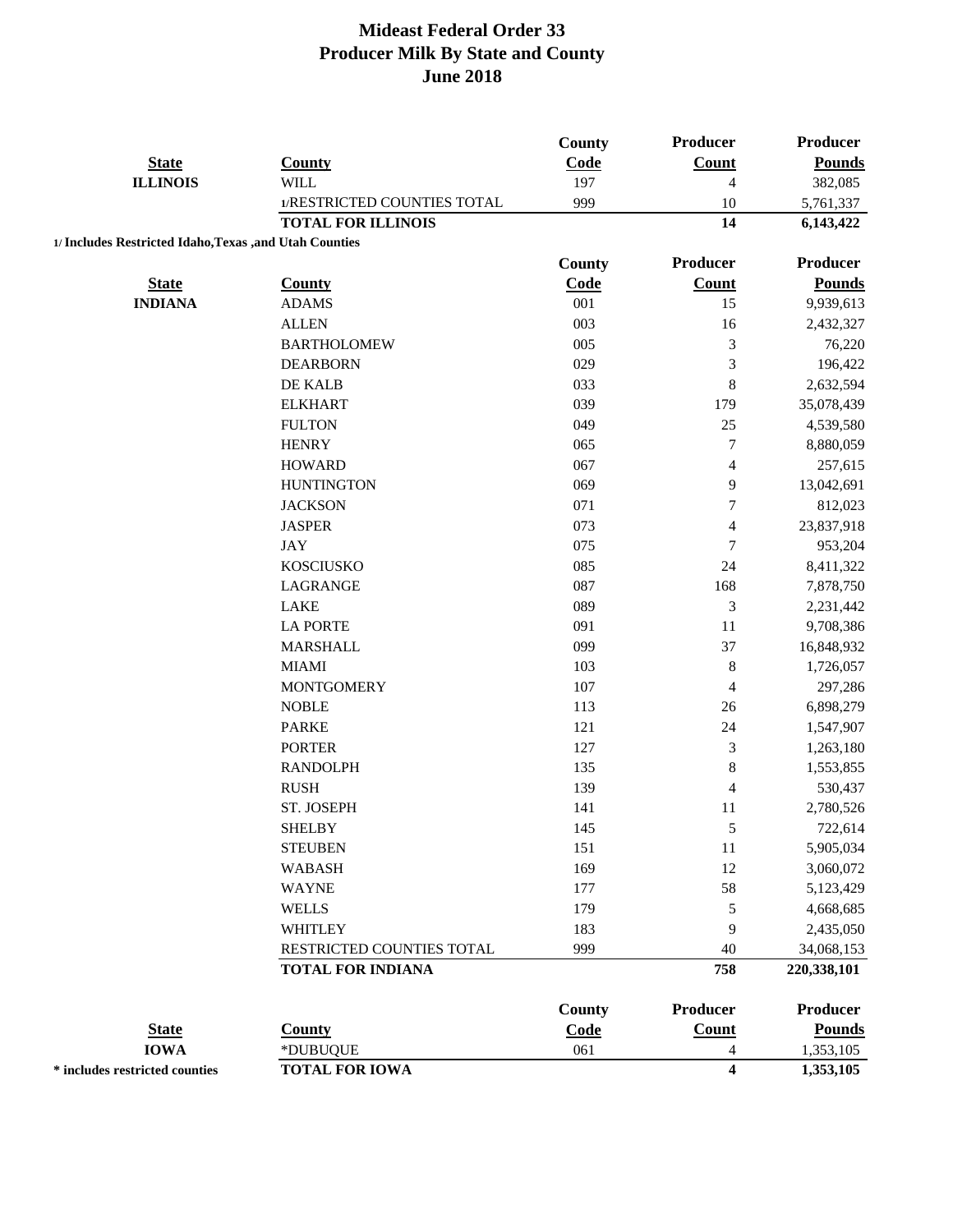# Mideast Federal Order 33
## Producer Milk By State and County
## June 2018

| State | County | County Code | Producer Count | Producer Pounds |
|---|---|---|---|---|
| **ILLINOIS** | WILL | 197 | 4 | 382,085 |
| | 1/RESTRICTED COUNTIES TOTAL | 999 | 10 | 5,761,337 |
| | **TOTAL FOR ILLINOIS** | | **14** | **6,143,422** |

**1/ Includes Restricted Idaho,Texas ,and Utah Counties**

| State | County | County Code | Producer Count | Producer Pounds |
|---|---|---|---|---|
| **INDIANA** | ADAMS | 001 | 15 | 9,939,613 |
| | ALLEN | 003 | 16 | 2,432,327 |
| | BARTHOLOMEW | 005 | 3 | 76,220 |
| | DEARBORN | 029 | 3 | 196,422 |
| | DE KALB | 033 | 8 | 2,632,594 |
| | ELKHART | 039 | 179 | 35,078,439 |
| | FULTON | 049 | 25 | 4,539,580 |
| | HENRY | 065 | 7 | 8,880,059 |
| | HOWARD | 067 | 4 | 257,615 |
| | HUNTINGTON | 069 | 9 | 13,042,691 |
| | JACKSON | 071 | 7 | 812,023 |
| | JASPER | 073 | 4 | 23,837,918 |
| | JAY | 075 | 7 | 953,204 |
| | KOSCIUSKO | 085 | 24 | 8,411,322 |
| | LAGRANGE | 087 | 168 | 7,878,750 |
| | LAKE | 089 | 3 | 2,231,442 |
| | LA PORTE | 091 | 11 | 9,708,386 |
| | MARSHALL | 099 | 37 | 16,848,932 |
| | MIAMI | 103 | 8 | 1,726,057 |
| | MONTGOMERY | 107 | 4 | 297,286 |
| | NOBLE | 113 | 26 | 6,898,279 |
| | PARKE | 121 | 24 | 1,547,907 |
| | PORTER | 127 | 3 | 1,263,180 |
| | RANDOLPH | 135 | 8 | 1,553,855 |
| | RUSH | 139 | 4 | 530,437 |
| | ST. JOSEPH | 141 | 11 | 2,780,526 |
| | SHELBY | 145 | 5 | 722,614 |
| | STEUBEN | 151 | 11 | 5,905,034 |
| | WABASH | 169 | 12 | 3,060,072 |
| | WAYNE | 177 | 58 | 5,123,429 |
| | WELLS | 179 | 5 | 4,668,685 |
| | WHITLEY | 183 | 9 | 2,435,050 |
| | RESTRICTED COUNTIES TOTAL | 999 | 40 | 34,068,153 |
| | **TOTAL FOR INDIANA** | | **758** | **220,338,101** |

| State | County | County Code | Producer Count | Producer Pounds |
|---|---|---|---|---|
| **IOWA** | *DUBUQUE | 061 | 4 | 1,353,105 |
| **\* includes restricted counties** | **TOTAL FOR IOWA** | | **4** | **1,353,105** |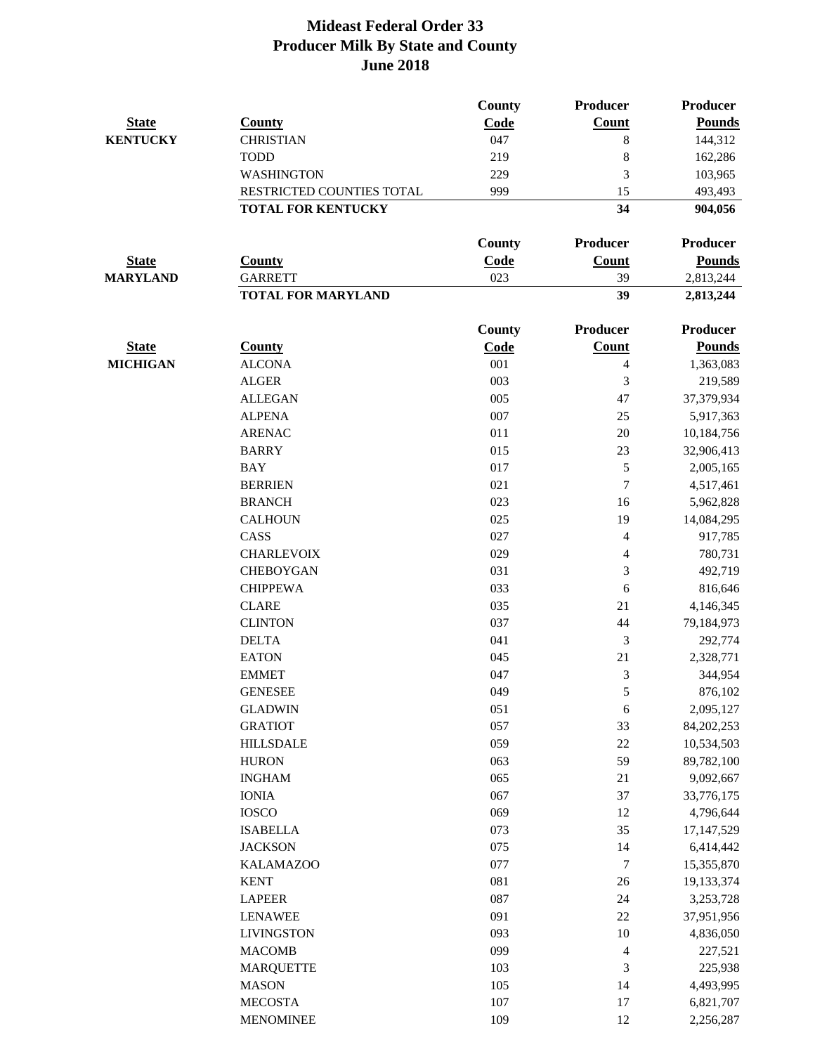# Mideast Federal Order 33
## Producer Milk By State and County
## June 2018

| State | County | County Code | Producer Count | Producer Pounds |
|---|---|---|---|---|
| **KENTUCKY** | CHRISTIAN | 047 | 8 | 144,312 |
| | TODD | 219 | 8 | 162,286 |
| | WASHINGTON | 229 | 3 | 103,965 |
| | RESTRICTED COUNTIES TOTAL | 999 | 15 | 493,493 |
| | **TOTAL FOR KENTUCKY** | | **34** | **904,056** |

| State | County | County Code | Producer Count | Producer Pounds |
|---|---|---|---|---|
| **MARYLAND** | GARRETT | 023 | 39 | 2,813,244 |
| | **TOTAL FOR MARYLAND** | | **39** | **2,813,244** |

| State | County | County Code | Producer Count | Producer Pounds |
|---|---|---|---|---|
| **MICHIGAN** | ALCONA | 001 | 4 | 1,363,083 |
| | ALGER | 003 | 3 | 219,589 |
| | ALLEGAN | 005 | 47 | 37,379,934 |
| | ALPENA | 007 | 25 | 5,917,363 |
| | ARENAC | 011 | 20 | 10,184,756 |
| | BARRY | 015 | 23 | 32,906,413 |
| | BAY | 017 | 5 | 2,005,165 |
| | BERRIEN | 021 | 7 | 4,517,461 |
| | BRANCH | 023 | 16 | 5,962,828 |
| | CALHOUN | 025 | 19 | 14,084,295 |
| | CASS | 027 | 4 | 917,785 |
| | CHARLEVOIX | 029 | 4 | 780,731 |
| | CHEBOYGAN | 031 | 3 | 492,719 |
| | CHIPPEWA | 033 | 6 | 816,646 |
| | CLARE | 035 | 21 | 4,146,345 |
| | CLINTON | 037 | 44 | 79,184,973 |
| | DELTA | 041 | 3 | 292,774 |
| | EATON | 045 | 21 | 2,328,771 |
| | EMMET | 047 | 3 | 344,954 |
| | GENESEE | 049 | 5 | 876,102 |
| | GLADWIN | 051 | 6 | 2,095,127 |
| | GRATIOT | 057 | 33 | 84,202,253 |
| | HILLSDALE | 059 | 22 | 10,534,503 |
| | HURON | 063 | 59 | 89,782,100 |
| | INGHAM | 065 | 21 | 9,092,667 |
| | IONIA | 067 | 37 | 33,776,175 |
| | IOSCO | 069 | 12 | 4,796,644 |
| | ISABELLA | 073 | 35 | 17,147,529 |
| | JACKSON | 075 | 14 | 6,414,442 |
| | KALAMAZOO | 077 | 7 | 15,355,870 |
| | KENT | 081 | 26 | 19,133,374 |
| | LAPEER | 087 | 24 | 3,253,728 |
| | LENAWEE | 091 | 22 | 37,951,956 |
| | LIVINGSTON | 093 | 10 | 4,836,050 |
| | MACOMB | 099 | 4 | 227,521 |
| | MARQUETTE | 103 | 3 | 225,938 |
| | MASON | 105 | 14 | 4,493,995 |
| | MECOSTA | 107 | 17 | 6,821,707 |
| | MENOMINEE | 109 | 12 | 2,256,287 |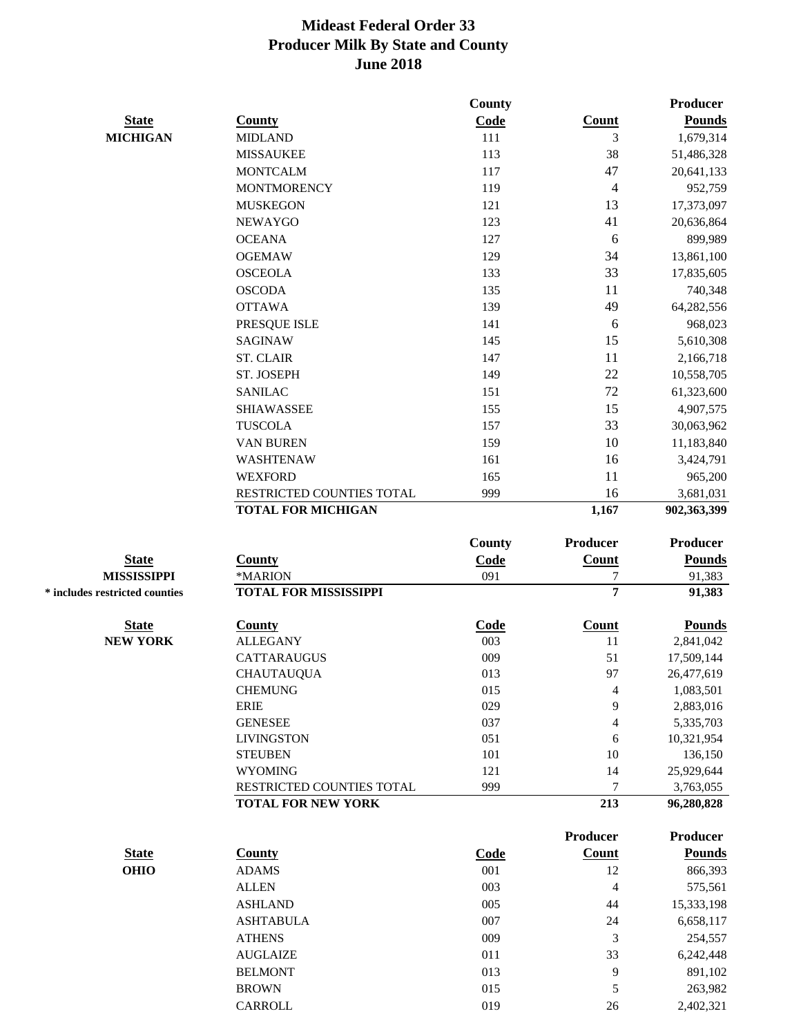# Mideast Federal Order 33
## Producer Milk By State and County
## June 2018

| State | County | County Code | Count | Producer Pounds |
|---|---|---|---|---|
| **MICHIGAN** | MIDLAND | 111 | 3 | 1,679,314 |
| | MISSAUKEE | 113 | 38 | 51,486,328 |
| | MONTCALM | 117 | 47 | 20,641,133 |
| | MONTMORENCY | 119 | 4 | 952,759 |
| | MUSKEGON | 121 | 13 | 17,373,097 |
| | NEWAYGO | 123 | 41 | 20,636,864 |
| | OCEANA | 127 | 6 | 899,989 |
| | OGEMAW | 129 | 34 | 13,861,100 |
| | OSCEOLA | 133 | 33 | 17,835,605 |
| | OSCODA | 135 | 11 | 740,348 |
| | OTTAWA | 139 | 49 | 64,282,556 |
| | PRESQUE ISLE | 141 | 6 | 968,023 |
| | SAGINAW | 145 | 15 | 5,610,308 |
| | ST. CLAIR | 147 | 11 | 2,166,718 |
| | ST. JOSEPH | 149 | 22 | 10,558,705 |
| | SANILAC | 151 | 72 | 61,323,600 |
| | SHIAWASSEE | 155 | 15 | 4,907,575 |
| | TUSCOLA | 157 | 33 | 30,063,962 |
| | VAN BUREN | 159 | 10 | 11,183,840 |
| | WASHTENAW | 161 | 16 | 3,424,791 |
| | WEXFORD | 165 | 11 | 965,200 |
| | RESTRICTED COUNTIES TOTAL | 999 | 16 | 3,681,031 |
| | **TOTAL FOR MICHIGAN** | | **1,167** | **902,363,399** |

| State | County | County Code | Producer Count | Producer Pounds |
|---|---|---|---|---|
| **MISSISSIPPI** | *MARION | 091 | 7 | 91,383 |
| **\* includes restricted counties** | **TOTAL FOR MISSISSIPPI** | | **7** | **91,383** |

| State | County | Code | Count | Pounds |
|---|---|---|---|---|
| **NEW YORK** | ALLEGANY | 003 | 11 | 2,841,042 |
| | CATTARAUGUS | 009 | 51 | 17,509,144 |
| | CHAUTAUQUA | 013 | 97 | 26,477,619 |
| | CHEMUNG | 015 | 4 | 1,083,501 |
| | ERIE | 029 | 9 | 2,883,016 |
| | GENESEE | 037 | 4 | 5,335,703 |
| | LIVINGSTON | 051 | 6 | 10,321,954 |
| | STEUBEN | 101 | 10 | 136,150 |
| | WYOMING | 121 | 14 | 25,929,644 |
| | RESTRICTED COUNTIES TOTAL | 999 | 7 | 3,763,055 |
| | **TOTAL FOR NEW YORK** | | **213** | **96,280,828** |

| State | County | Code | Producer Count | Producer Pounds |
|---|---|---|---|---|
| **OHIO** | ADAMS | 001 | 12 | 866,393 |
| | ALLEN | 003 | 4 | 575,561 |
| | ASHLAND | 005 | 44 | 15,333,198 |
| | ASHTABULA | 007 | 24 | 6,658,117 |
| | ATHENS | 009 | 3 | 254,557 |
| | AUGLAIZE | 011 | 33 | 6,242,448 |
| | BELMONT | 013 | 9 | 891,102 |
| | BROWN | 015 | 5 | 263,982 |
| | CARROLL | 019 | 26 | 2,402,321 |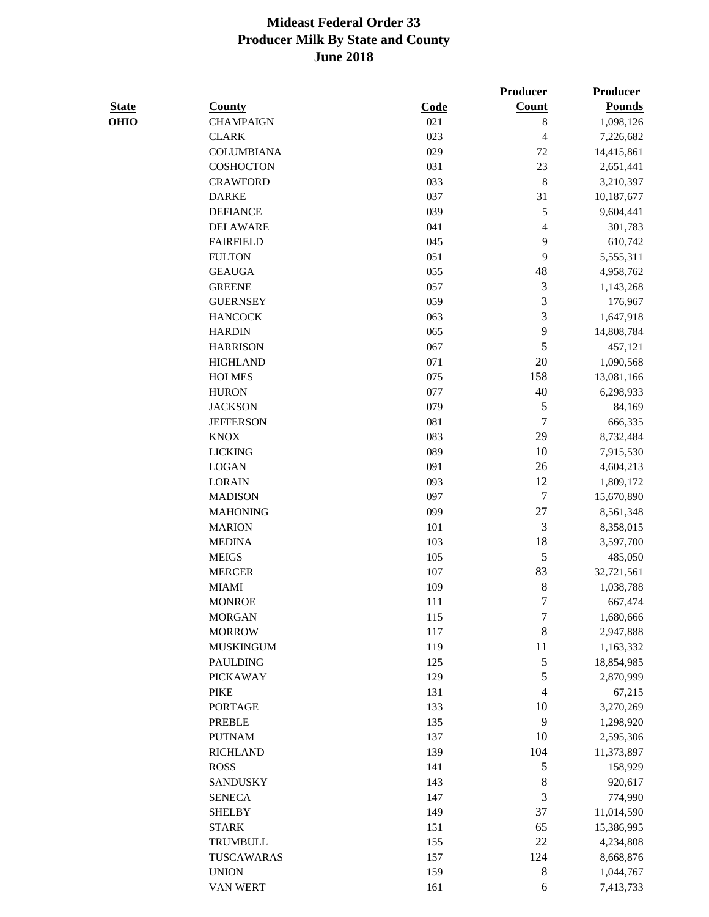# Mideast Federal Order 33
## Producer Milk By State and County
### June 2018

| State | County | Code | Producer Count | Producer Pounds |
|---|---|---|---|---|
| OHIO | CHAMPAIGN | 021 | 8 | 1,098,126 |
| | CLARK | 023 | 4 | 7,226,682 |
| | COLUMBIANA | 029 | 72 | 14,415,861 |
| | COSHOCTON | 031 | 23 | 2,651,441 |
| | CRAWFORD | 033 | 8 | 3,210,397 |
| | DARKE | 037 | 31 | 10,187,677 |
| | DEFIANCE | 039 | 5 | 9,604,441 |
| | DELAWARE | 041 | 4 | 301,783 |
| | FAIRFIELD | 045 | 9 | 610,742 |
| | FULTON | 051 | 9 | 5,555,311 |
| | GEAUGA | 055 | 48 | 4,958,762 |
| | GREENE | 057 | 3 | 1,143,268 |
| | GUERNSEY | 059 | 3 | 176,967 |
| | HANCOCK | 063 | 3 | 1,647,918 |
| | HARDIN | 065 | 9 | 14,808,784 |
| | HARRISON | 067 | 5 | 457,121 |
| | HIGHLAND | 071 | 20 | 1,090,568 |
| | HOLMES | 075 | 158 | 13,081,166 |
| | HURON | 077 | 40 | 6,298,933 |
| | JACKSON | 079 | 5 | 84,169 |
| | JEFFERSON | 081 | 7 | 666,335 |
| | KNOX | 083 | 29 | 8,732,484 |
| | LICKING | 089 | 10 | 7,915,530 |
| | LOGAN | 091 | 26 | 4,604,213 |
| | LORAIN | 093 | 12 | 1,809,172 |
| | MADISON | 097 | 7 | 15,670,890 |
| | MAHONING | 099 | 27 | 8,561,348 |
| | MARION | 101 | 3 | 8,358,015 |
| | MEDINA | 103 | 18 | 3,597,700 |
| | MEIGS | 105 | 5 | 485,050 |
| | MERCER | 107 | 83 | 32,721,561 |
| | MIAMI | 109 | 8 | 1,038,788 |
| | MONROE | 111 | 7 | 667,474 |
| | MORGAN | 115 | 7 | 1,680,666 |
| | MORROW | 117 | 8 | 2,947,888 |
| | MUSKINGUM | 119 | 11 | 1,163,332 |
| | PAULDING | 125 | 5 | 18,854,985 |
| | PICKAWAY | 129 | 5 | 2,870,999 |
| | PIKE | 131 | 4 | 67,215 |
| | PORTAGE | 133 | 10 | 3,270,269 |
| | PREBLE | 135 | 9 | 1,298,920 |
| | PUTNAM | 137 | 10 | 2,595,306 |
| | RICHLAND | 139 | 104 | 11,373,897 |
| | ROSS | 141 | 5 | 158,929 |
| | SANDUSKY | 143 | 8 | 920,617 |
| | SENECA | 147 | 3 | 774,990 |
| | SHELBY | 149 | 37 | 11,014,590 |
| | STARK | 151 | 65 | 15,386,995 |
| | TRUMBULL | 155 | 22 | 4,234,808 |
| | TUSCAWARAS | 157 | 124 | 8,668,876 |
| | UNION | 159 | 8 | 1,044,767 |
| | VAN WERT | 161 | 6 | 7,413,733 |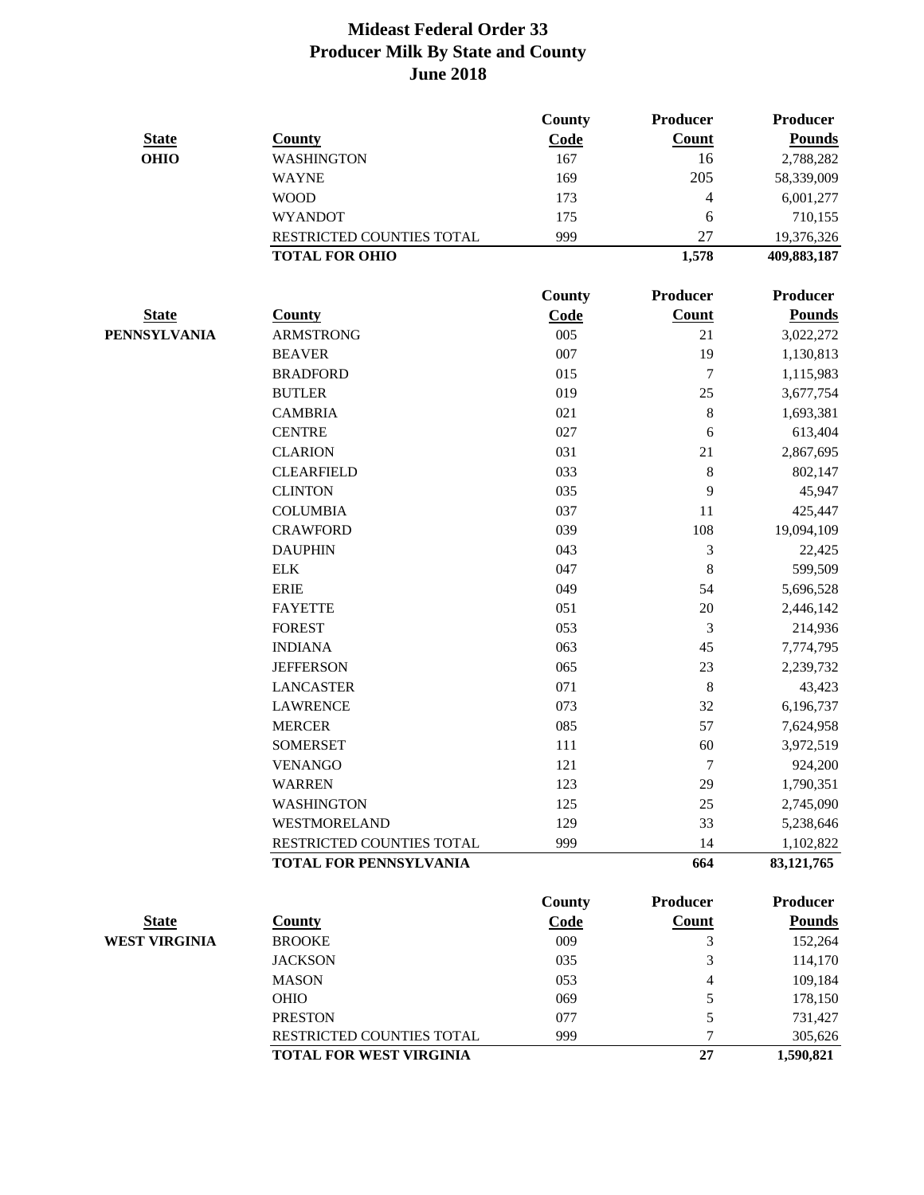# Mideast Federal Order 33
## Producer Milk By State and County
## June 2018

| State | County | County Code | Producer Count | Producer Pounds |
|---|---|---|---|---|
| **OHIO** | WASHINGTON | 167 | 16 | 2,788,282 |
| | WAYNE | 169 | 205 | 58,339,009 |
| | WOOD | 173 | 4 | 6,001,277 |
| | WYANDOT | 175 | 6 | 710,155 |
| | RESTRICTED COUNTIES TOTAL | 999 | 27 | 19,376,326 |
| | **TOTAL FOR OHIO** | | **1,578** | **409,883,187** |

| State | County | County Code | Producer Count | Producer Pounds |
|---|---|---|---|---|
| **PENNSYLVANIA** | ARMSTRONG | 005 | 21 | 3,022,272 |
| | BEAVER | 007 | 19 | 1,130,813 |
| | BRADFORD | 015 | 7 | 1,115,983 |
| | BUTLER | 019 | 25 | 3,677,754 |
| | CAMBRIA | 021 | 8 | 1,693,381 |
| | CENTRE | 027 | 6 | 613,404 |
| | CLARION | 031 | 21 | 2,867,695 |
| | CLEARFIELD | 033 | 8 | 802,147 |
| | CLINTON | 035 | 9 | 45,947 |
| | COLUMBIA | 037 | 11 | 425,447 |
| | CRAWFORD | 039 | 108 | 19,094,109 |
| | DAUPHIN | 043 | 3 | 22,425 |
| | ELK | 047 | 8 | 599,509 |
| | ERIE | 049 | 54 | 5,696,528 |
| | FAYETTE | 051 | 20 | 2,446,142 |
| | FOREST | 053 | 3 | 214,936 |
| | INDIANA | 063 | 45 | 7,774,795 |
| | JEFFERSON | 065 | 23 | 2,239,732 |
| | LANCASTER | 071 | 8 | 43,423 |
| | LAWRENCE | 073 | 32 | 6,196,737 |
| | MERCER | 085 | 57 | 7,624,958 |
| | SOMERSET | 111 | 60 | 3,972,519 |
| | VENANGO | 121 | 7 | 924,200 |
| | WARREN | 123 | 29 | 1,790,351 |
| | WASHINGTON | 125 | 25 | 2,745,090 |
| | WESTMORELAND | 129 | 33 | 5,238,646 |
| | RESTRICTED COUNTIES TOTAL | 999 | 14 | 1,102,822 |
| | **TOTAL FOR PENNSYLVANIA** | | **664** | **83,121,765** |

| State | County | County Code | Producer Count | Producer Pounds |
|---|---|---|---|---|
| **WEST VIRGINIA** | BROOKE | 009 | 3 | 152,264 |
| | JACKSON | 035 | 3 | 114,170 |
| | MASON | 053 | 4 | 109,184 |
| | OHIO | 069 | 5 | 178,150 |
| | PRESTON | 077 | 5 | 731,427 |
| | RESTRICTED COUNTIES TOTAL | 999 | 7 | 305,626 |
| | **TOTAL FOR WEST VIRGINIA** | | **27** | **1,590,821** |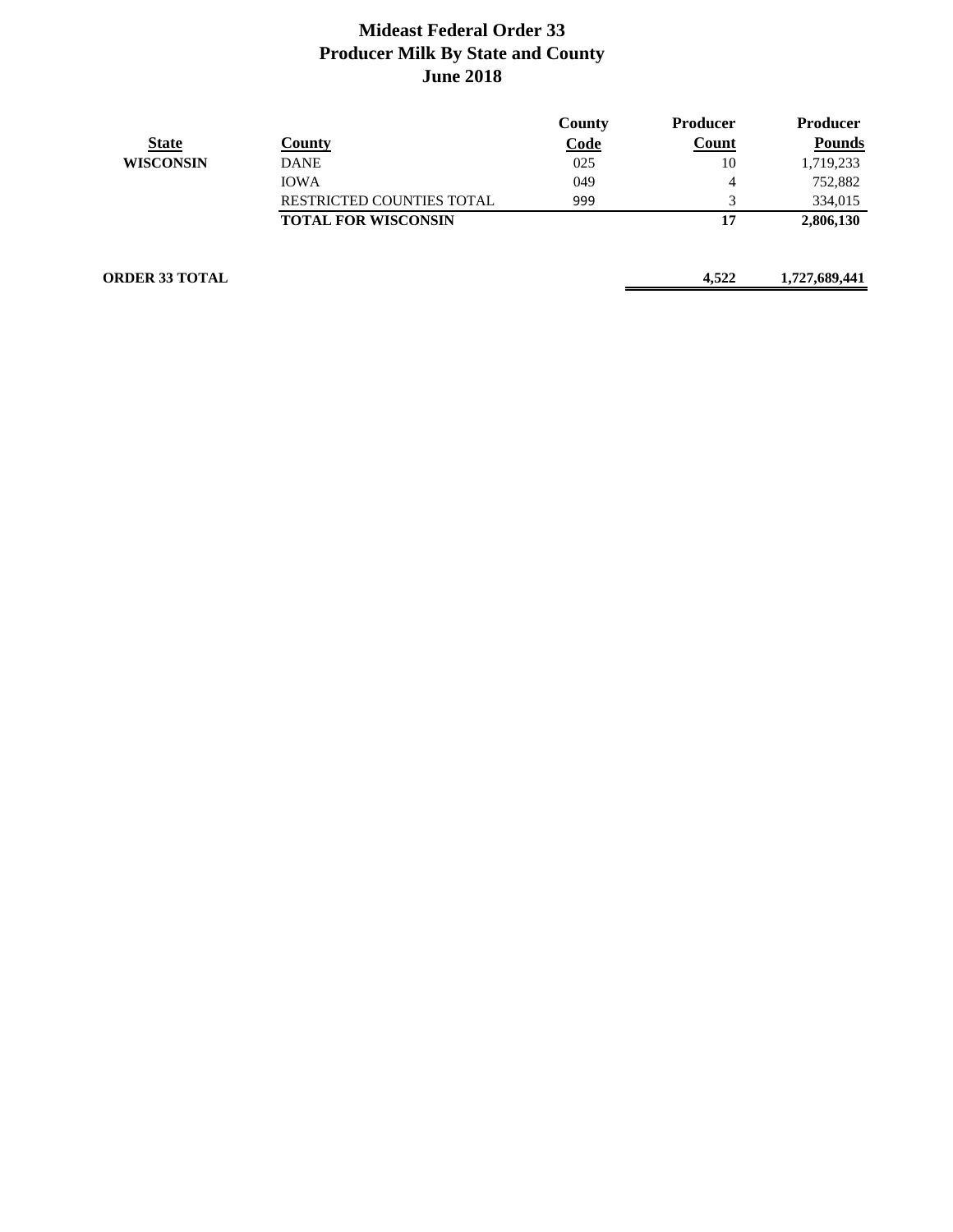# Mideast Federal Order 33
## Producer Milk By State and County
## June 2018

| State | County | County Code | Producer Count | Producer Pounds |
|---|---|---|---|---|
| WISCONSIN | DANE | 025 | 10 | 1,719,233 |
| | IOWA | 049 | 4 | 752,882 |
| | RESTRICTED COUNTIES TOTAL | 999 | 3 | 334,015 |
| | **TOTAL FOR WISCONSIN** | | **17** | **2,806,130** |
| **ORDER 33 TOTAL** | | | **4,522** | **1,727,689,441** |